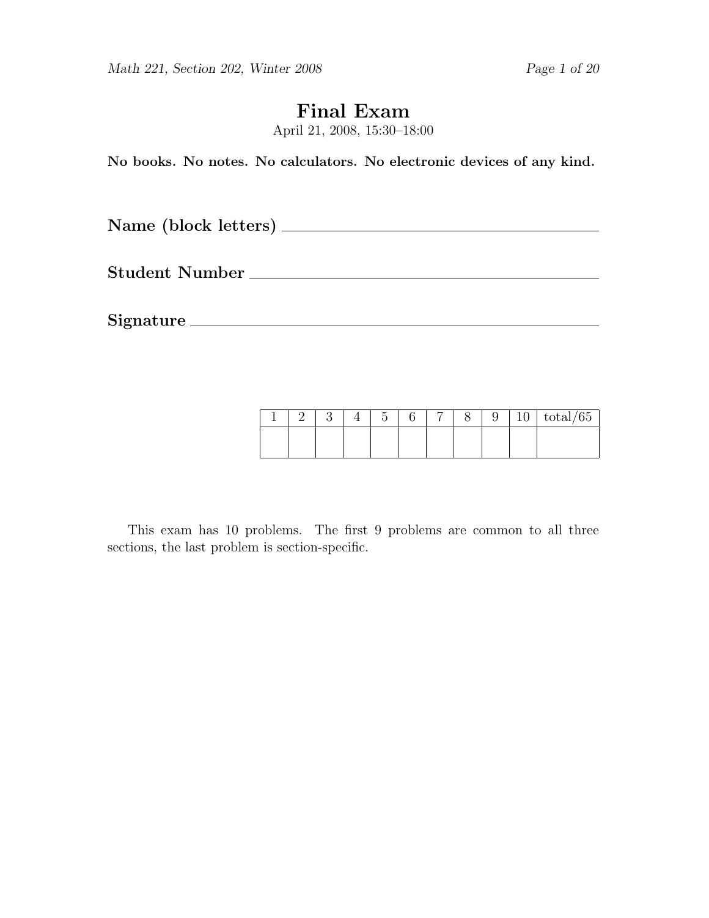# Final Exam

April 21, 2008, 15:30–18:00

**No books. No notes. No calculators. No electronic devices of any kind.**

**Name (block letters)** ____________________

**Student Number** ____________________

**Signature** ____________________

| 1 | 2 | 3 | 4 | 5 | 6 | 7 | 8 | 9 | 10 | total/65 |
|---|---|---|---|---|---|---|---|---|---|---|
| | | | | | | | | | | |

This exam has 10 problems. The first 9 problems are common to all three sections, the last problem is section-specific.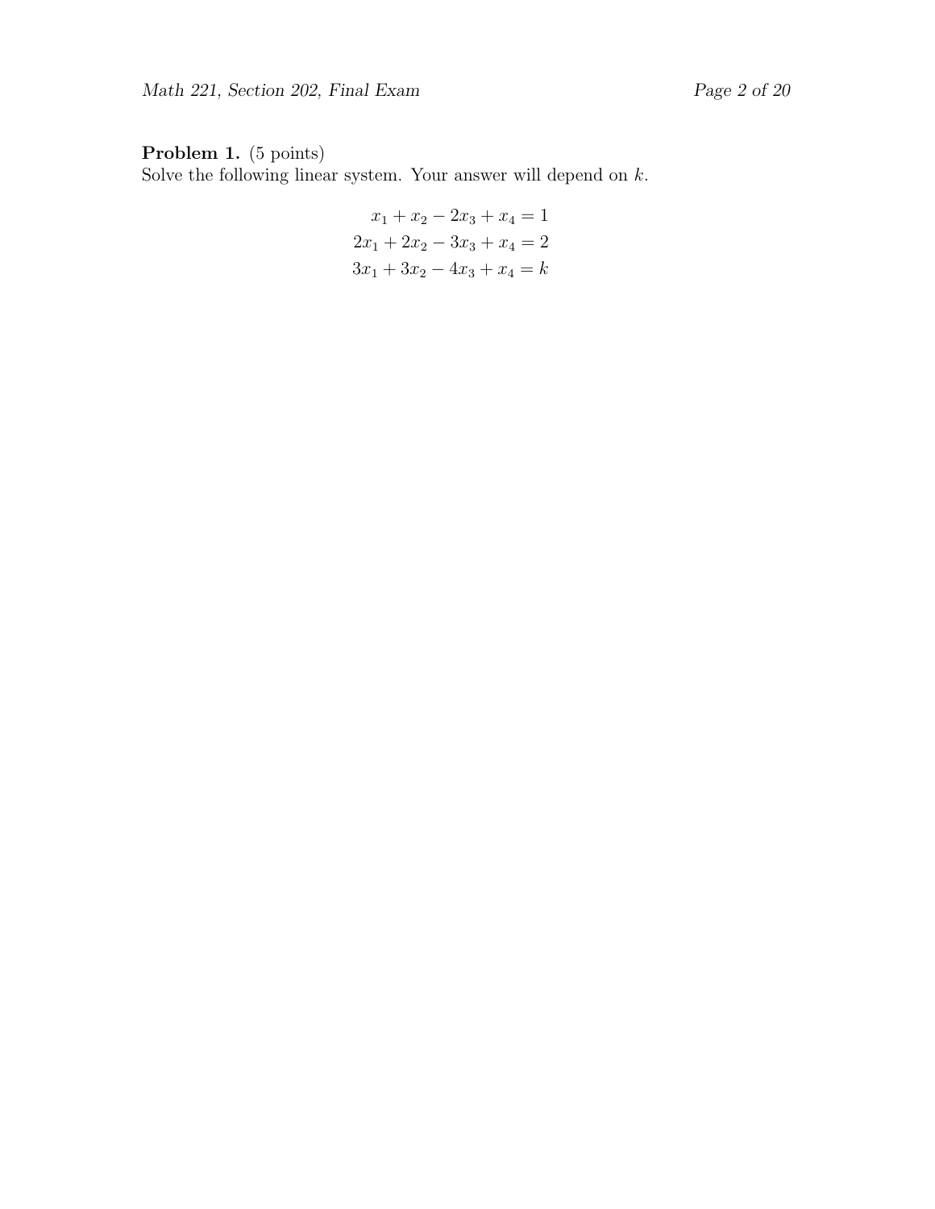**Problem 1.** (5 points)
Solve the following linear system. Your answer will depend on $k$.

$$
\begin{aligned}
x_1 + x_2 - 2x_3 + x_4 &= 1 \\
2x_1 + 2x_2 - 3x_3 + x_4 &= 2 \\
3x_1 + 3x_2 - 4x_3 + x_4 &= k
\end{aligned}
$$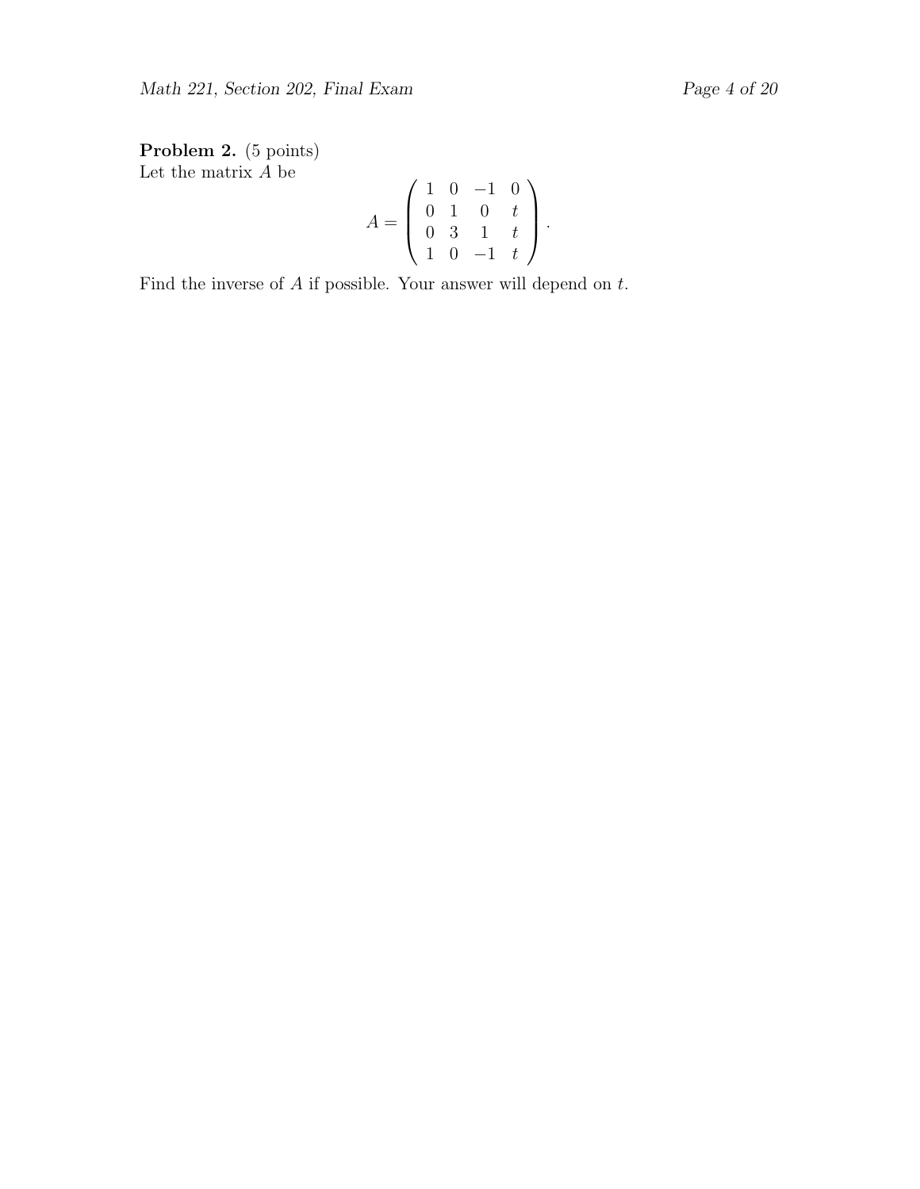**Problem 2.** (5 points)
Let the matrix $A$ be

$$A = \begin{pmatrix} 1 & 0 & -1 & 0 \\ 0 & 1 & 0 & t \\ 0 & 3 & 1 & t \\ 1 & 0 & -1 & t \end{pmatrix}.$$

Find the inverse of $A$ if possible. Your answer will depend on $t$.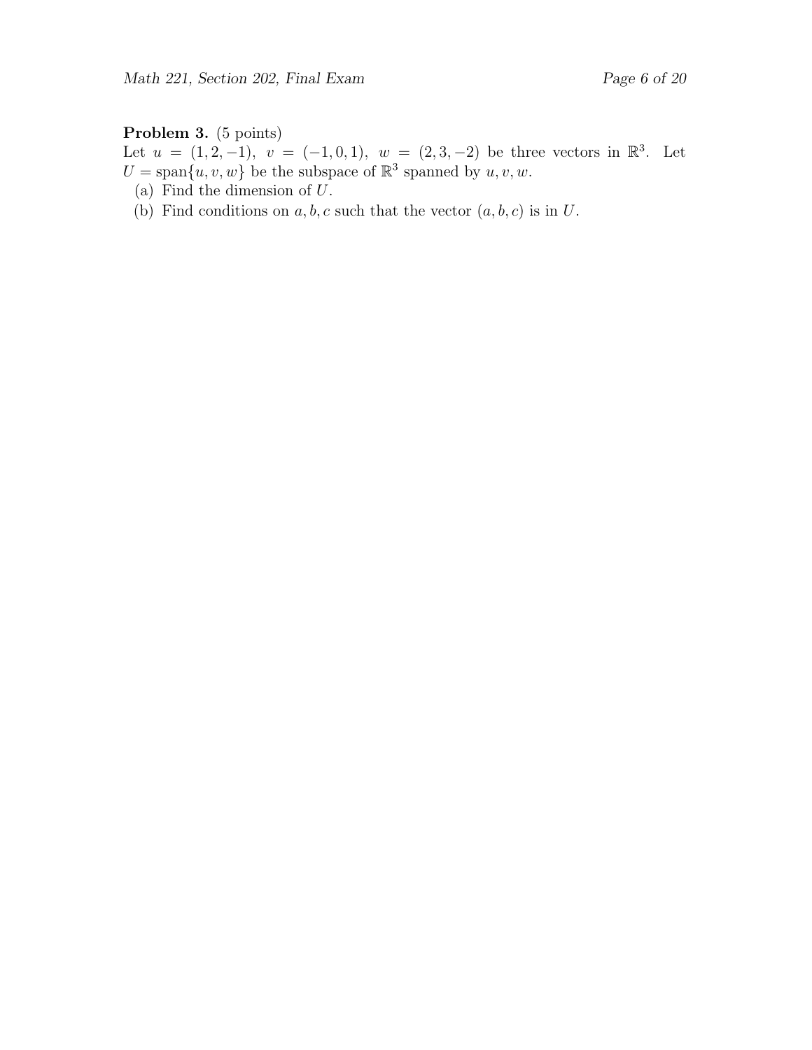**Problem 3.** (5 points)
Let $u = (1, 2, -1),\ v = (-1, 0, 1),\ w = (2, 3, -2)$ be three vectors in $\mathbb{R}^3$. Let $U = \text{span}\{u, v, w\}$ be the subspace of $\mathbb{R}^3$ spanned by $u, v, w$.

(a) Find the dimension of $U$.

(b) Find conditions on $a, b, c$ such that the vector $(a, b, c)$ is in $U$.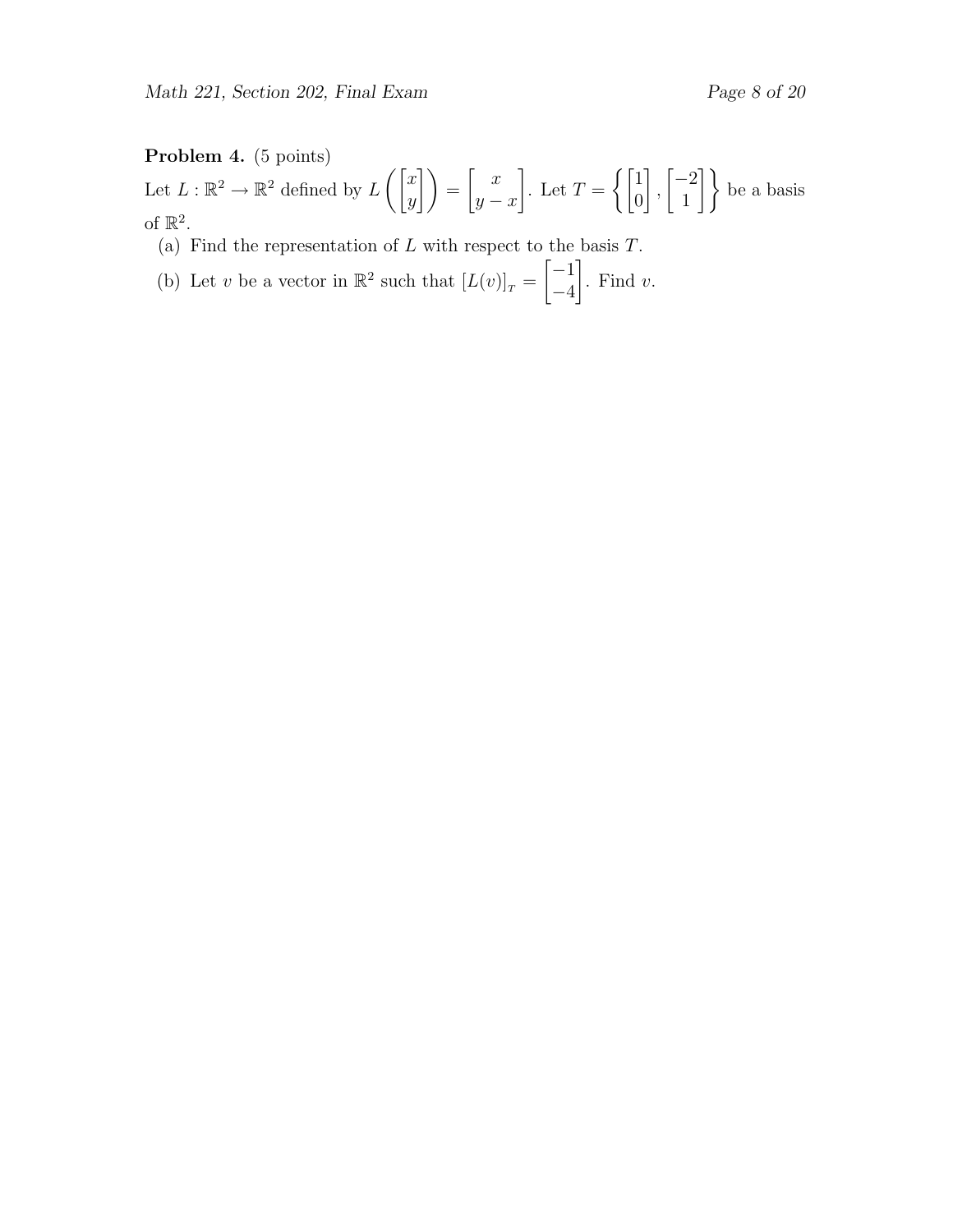**Problem 4.** (5 points)

Let $L : \mathbb{R}^2 \to \mathbb{R}^2$ defined by $L\left(\begin{bmatrix} x \\ y \end{bmatrix}\right) = \begin{bmatrix} x \\ y - x \end{bmatrix}$. Let $T = \left\{ \begin{bmatrix} 1 \\ 0 \end{bmatrix}, \begin{bmatrix} -2 \\ 1 \end{bmatrix} \right\}$ be a basis of $\mathbb{R}^2$.

(a) Find the representation of $L$ with respect to the basis $T$.

(b) Let $v$ be a vector in $\mathbb{R}^2$ such that $[L(v)]_T = \begin{bmatrix} -1 \\ -4 \end{bmatrix}$. Find $v$.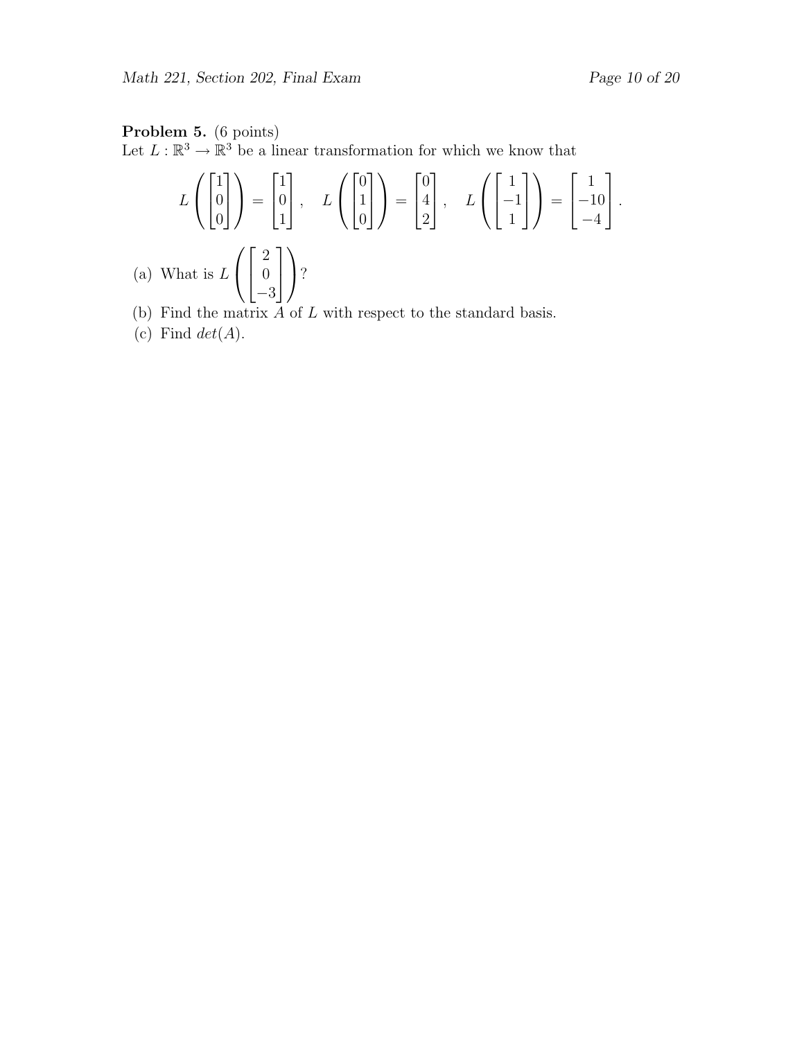**Problem 5.** (6 points)
Let $L : \mathbb{R}^3 \to \mathbb{R}^3$ be a linear transformation for which we know that

$$L\left(\begin{bmatrix}1\\0\\0\end{bmatrix}\right) = \begin{bmatrix}1\\0\\1\end{bmatrix}, \quad L\left(\begin{bmatrix}0\\1\\0\end{bmatrix}\right) = \begin{bmatrix}0\\4\\2\end{bmatrix}, \quad L\left(\begin{bmatrix}1\\-1\\1\end{bmatrix}\right) = \begin{bmatrix}1\\-10\\-4\end{bmatrix}.$$

(a) What is $L\left(\begin{bmatrix}2\\0\\-3\end{bmatrix}\right)$?

(b) Find the matrix $A$ of $L$ with respect to the standard basis.

(c) Find $det(A)$.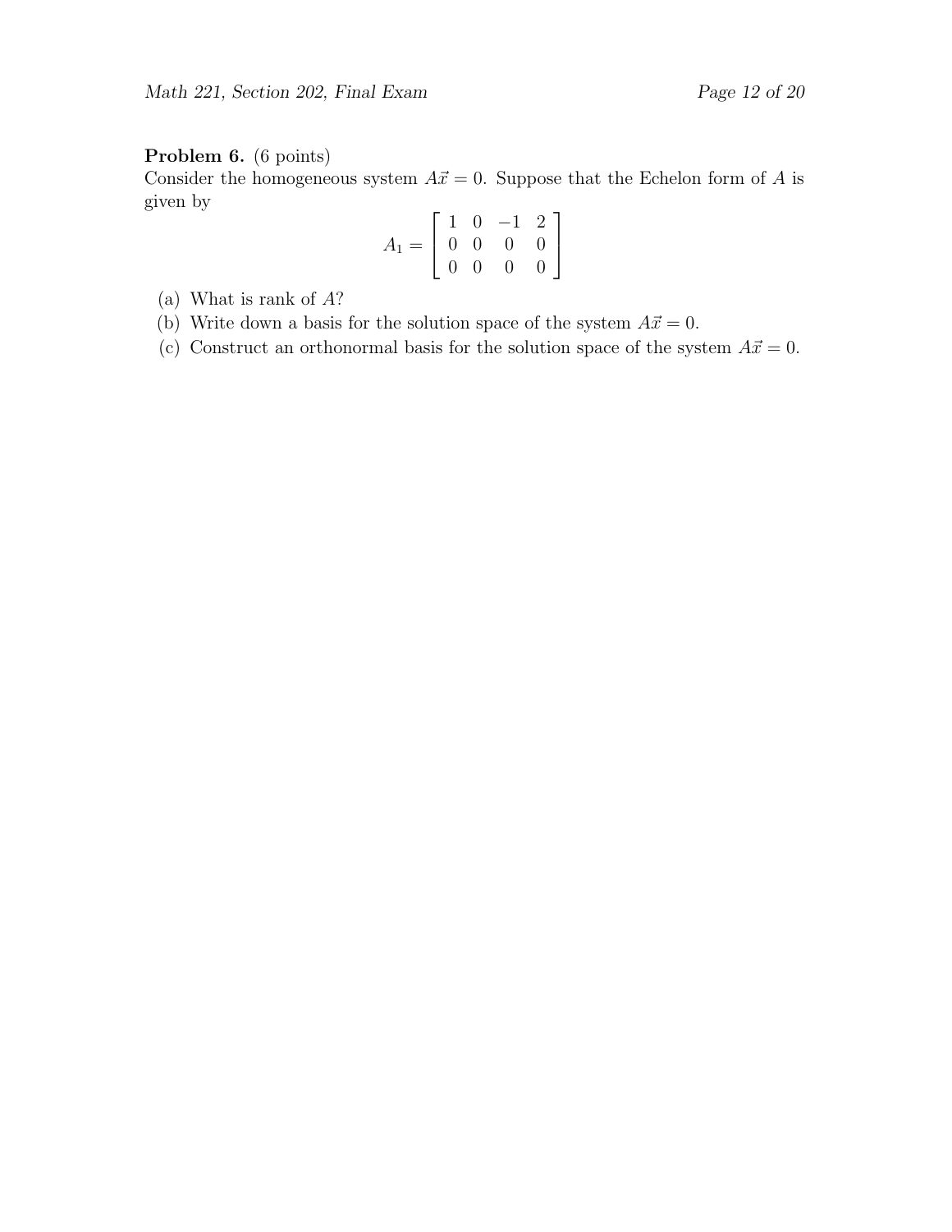**Problem 6.** (6 points)
Consider the homogeneous system $A\vec{x} = 0$. Suppose that the Echelon form of $A$ is given by

$$A_1 = \begin{bmatrix} 1 & 0 & -1 & 2 \\ 0 & 0 & 0 & 0 \\ 0 & 0 & 0 & 0 \end{bmatrix}$$

(a) What is rank of $A$?

(b) Write down a basis for the solution space of the system $A\vec{x} = 0$.

(c) Construct an orthonormal basis for the solution space of the system $A\vec{x} = 0$.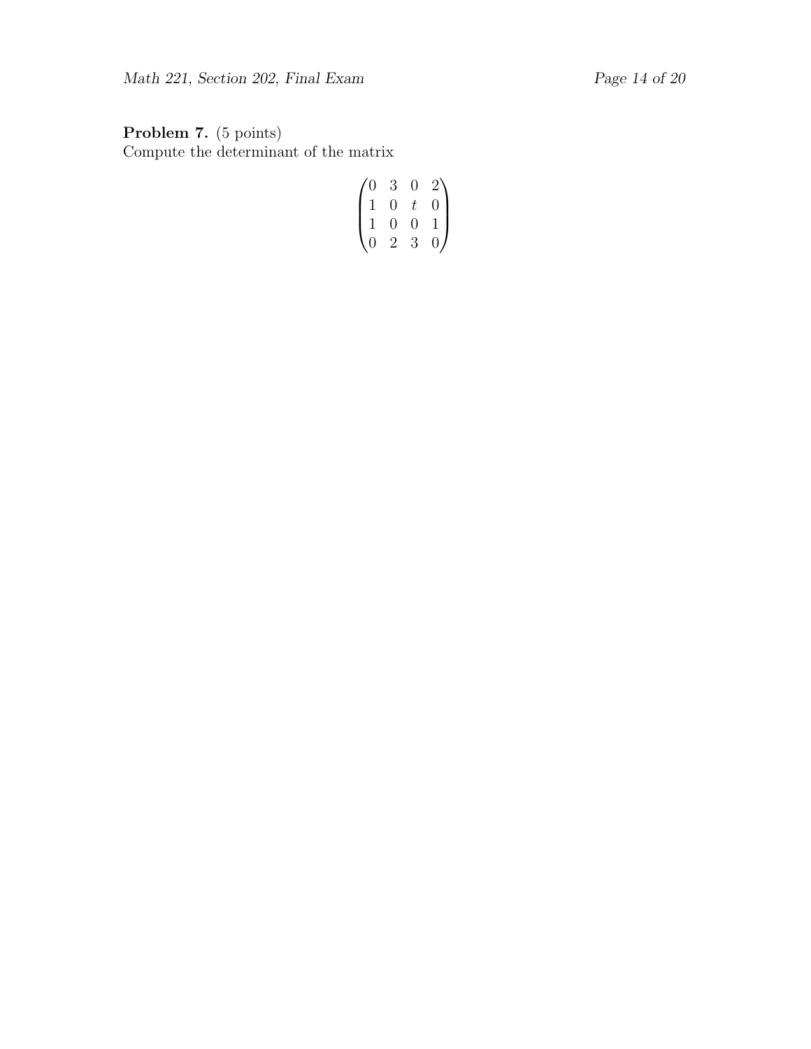**Problem 7.** (5 points)
Compute the determinant of the matrix

$$\begin{pmatrix} 0 & 3 & 0 & 2 \\ 1 & 0 & t & 0 \\ 1 & 0 & 0 & 1 \\ 0 & 2 & 3 & 0 \end{pmatrix}$$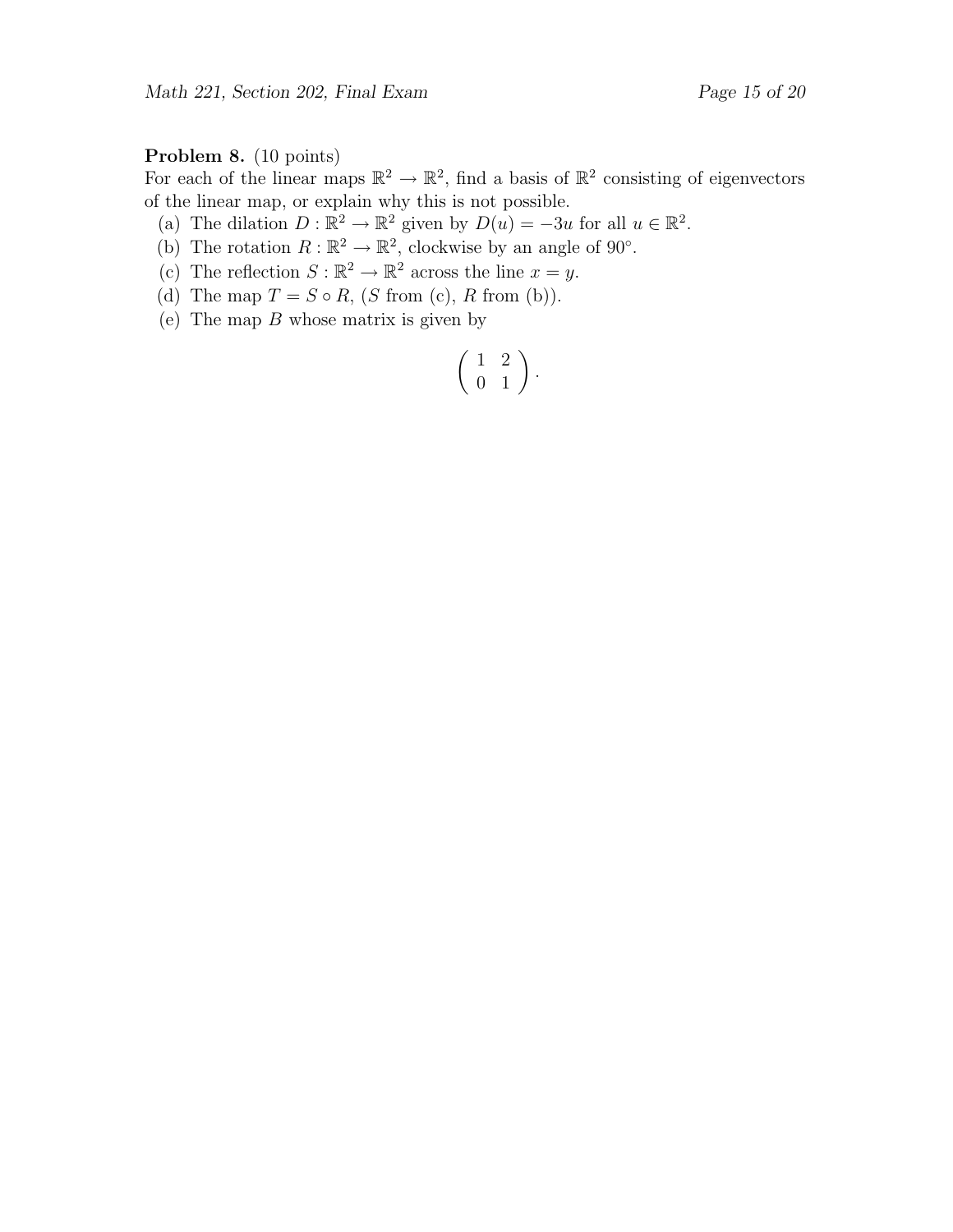**Problem 8.** (10 points)
For each of the linear maps $\mathbb{R}^2 \to \mathbb{R}^2$, find a basis of $\mathbb{R}^2$ consisting of eigenvectors of the linear map, or explain why this is not possible.

(a) The dilation $D : \mathbb{R}^2 \to \mathbb{R}^2$ given by $D(u) = -3u$ for all $u \in \mathbb{R}^2$.

(b) The rotation $R : \mathbb{R}^2 \to \mathbb{R}^2$, clockwise by an angle of $90^\circ$.

(c) The reflection $S : \mathbb{R}^2 \to \mathbb{R}^2$ across the line $x = y$.

(d) The map $T = S \circ R$, ($S$ from (c), $R$ from (b)).

(e) The map $B$ whose matrix is given by

$$\begin{pmatrix} 1 & 2 \\ 0 & 1 \end{pmatrix}.$$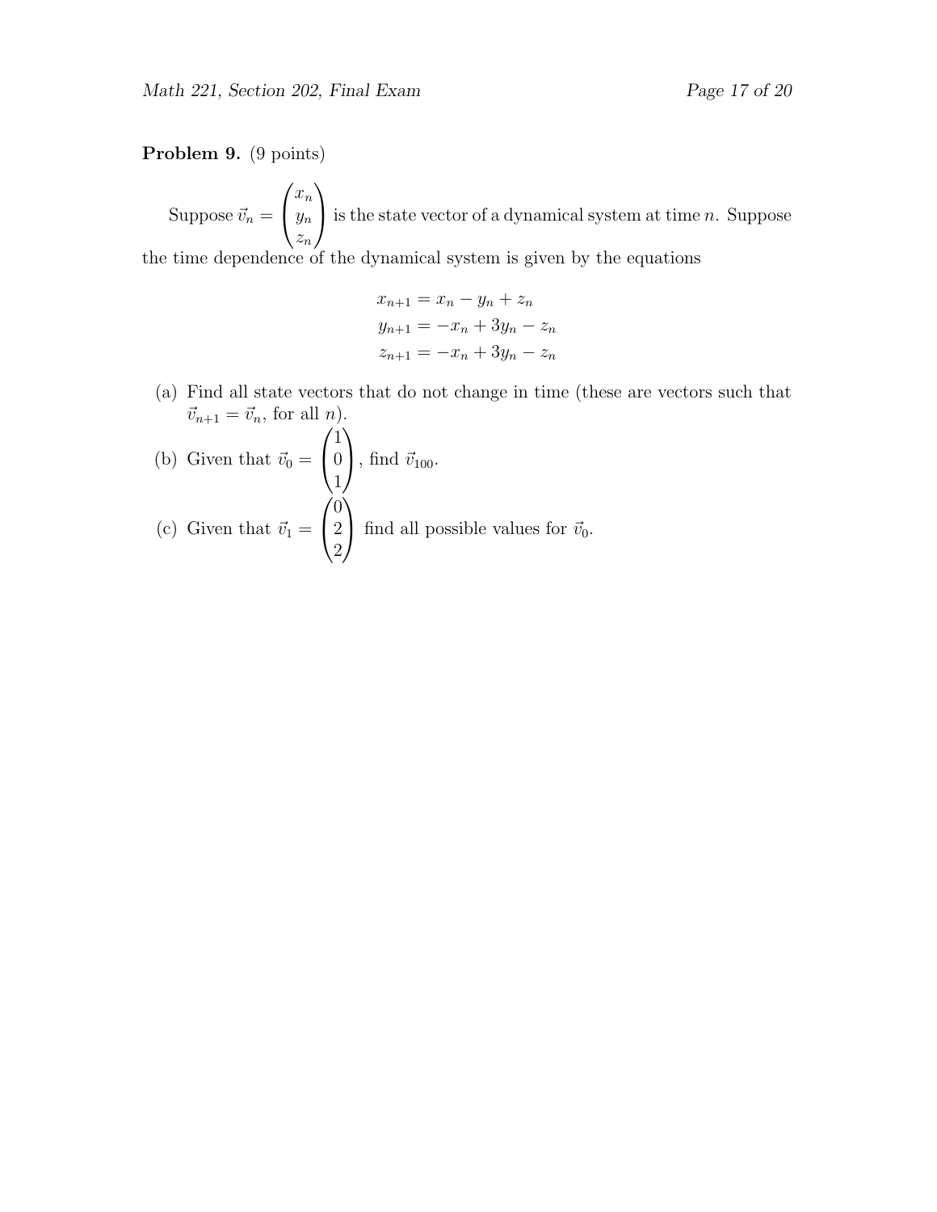**Problem 9.** (9 points)

Suppose $\vec{v}_n = \begin{pmatrix} x_n \\ y_n \\ z_n \end{pmatrix}$ is the state vector of a dynamical system at time $n$. Suppose the time dependence of the dynamical system is given by the equations

$$\begin{aligned} x_{n+1} &= x_n - y_n + z_n \\ y_{n+1} &= -x_n + 3y_n - z_n \\ z_{n+1} &= -x_n + 3y_n - z_n \end{aligned}$$

(a) Find all state vectors that do not change in time (these are vectors such that $\vec{v}_{n+1} = \vec{v}_n$, for all $n$).

(b) Given that $\vec{v}_0 = \begin{pmatrix} 1 \\ 0 \\ 1 \end{pmatrix}$, find $\vec{v}_{100}$.

(c) Given that $\vec{v}_1 = \begin{pmatrix} 0 \\ 2 \\ 2 \end{pmatrix}$ find all possible values for $\vec{v}_0$.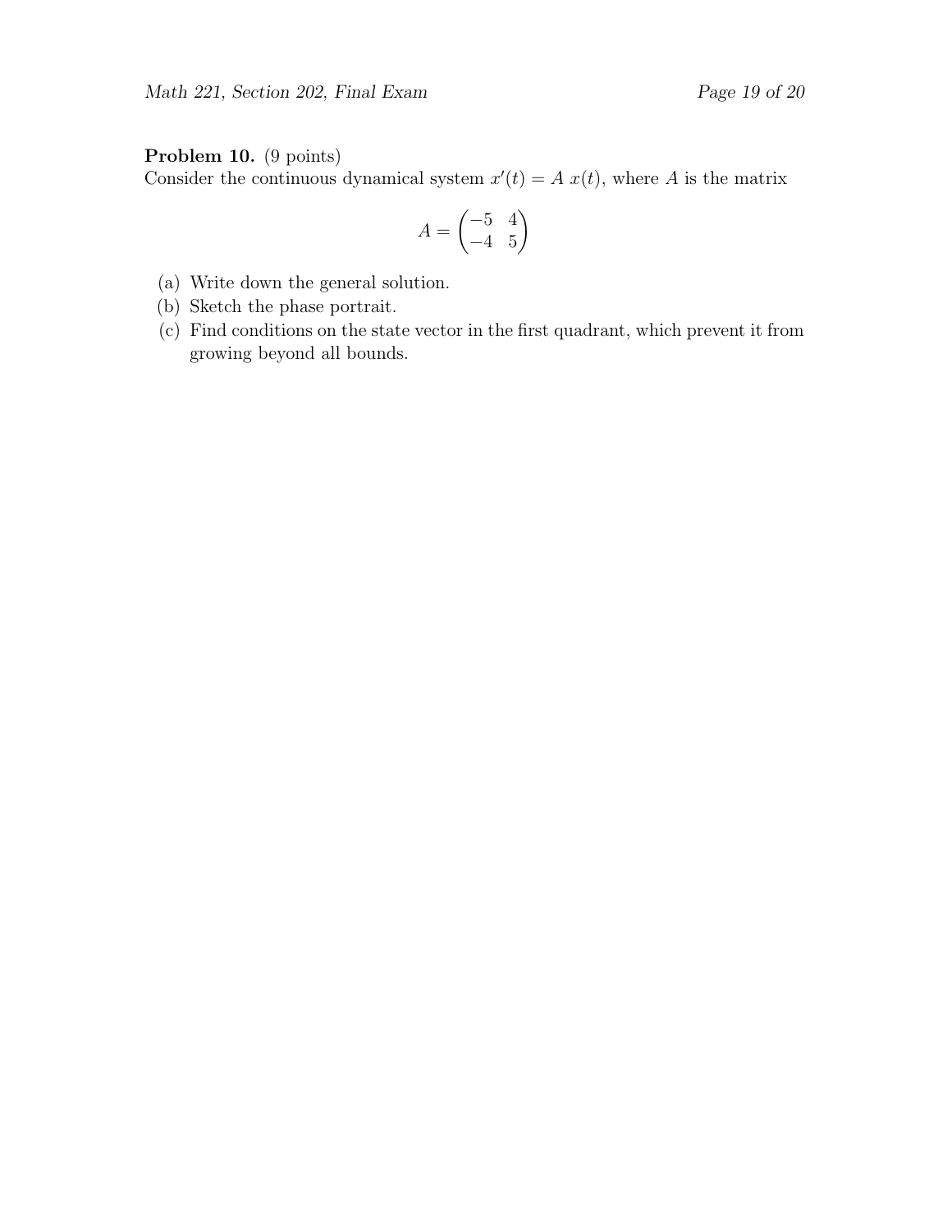**Problem 10.** (9 points)
Consider the continuous dynamical system $x'(t) = A\, x(t)$, where $A$ is the matrix

$$A = \begin{pmatrix} -5 & 4 \\ -4 & 5 \end{pmatrix}$$

(a) Write down the general solution.
(b) Sketch the phase portrait.
(c) Find conditions on the state vector in the first quadrant, which prevent it from growing beyond all bounds.